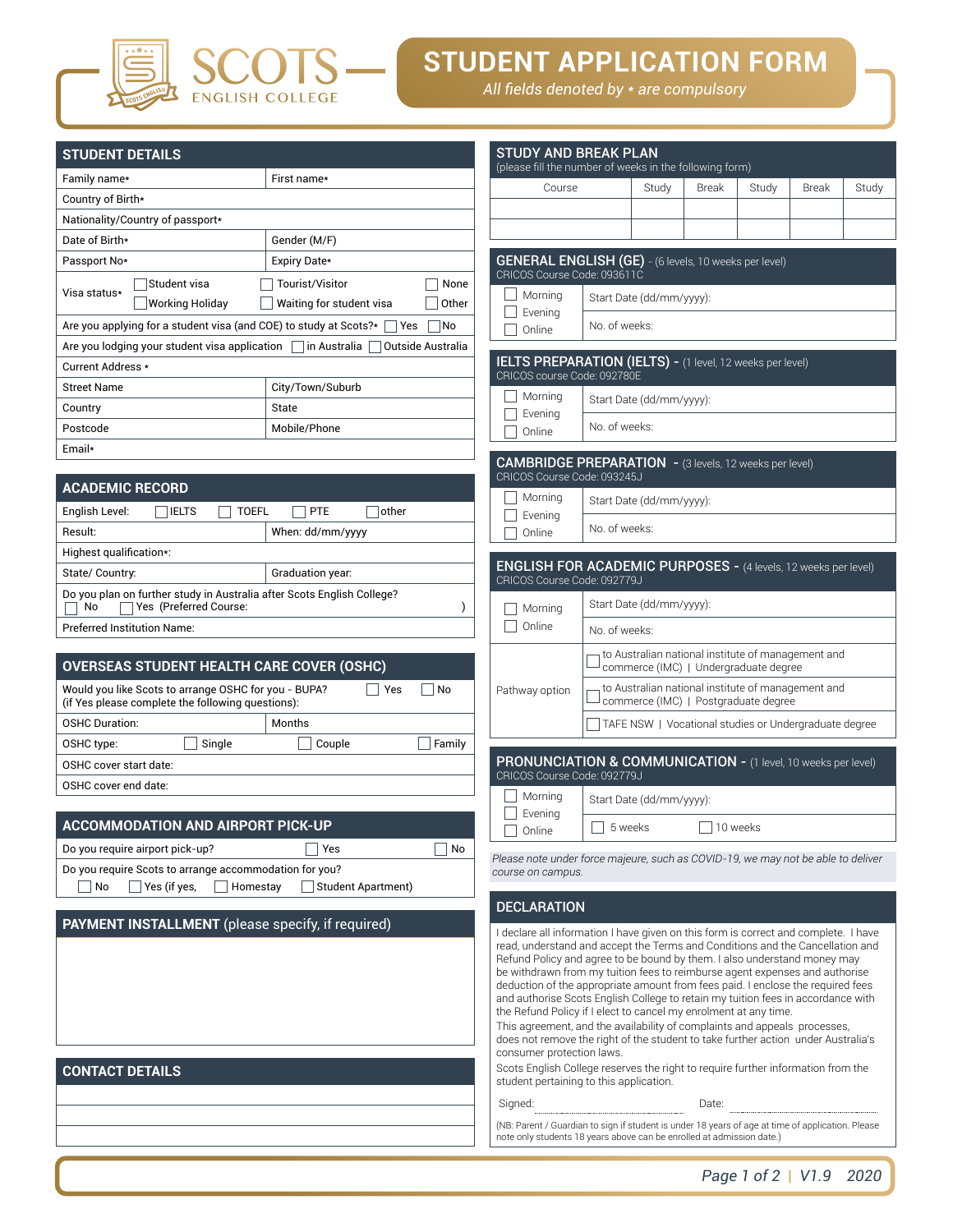# SCOTS ENGLISH COLLEGE

# STUDENT APPLICATION FORM

*All fields denoted by * are compulsory*

## STUDENT DETAILS

| | |
|---|---|
| Family name* | First name* |
| Country of Birth* | |
| Nationality/Country of passport* | |
| Date of Birth* | Gender (M/F) |
| Passport No* | Expiry Date* |

Visa status*: ☐ Student visa ☐ Working Holiday ☐ Tourist/Visitor ☐ Waiting for student visa ☐ None ☐ Other

Are you applying for a student visa (and COE) to study at Scots?* ☐ Yes ☐ No

Are you lodging your student visa application ☐ in Australia ☐ Outside Australia

Current Address *

| | |
|---|---|
| Street Name | City/Town/Suburb |
| Country | State |
| Postcode | Mobile/Phone |
| Email* | |

## ACADEMIC RECORD

English Level: ☐ IELTS ☐ TOEFL ☐ PTE ☐ other

| | |
|---|---|
| Result: | When: dd/mm/yyyy |
| Highest qualification*: | |
| State/ Country: | Graduation year: |

Do you plan on further study in Australia after Scots English College?
☐ No ☐ Yes (Preferred Course: )

Preferred Institution Name:

## OVERSEAS STUDENT HEALTH CARE COVER (OSHC)

Would you like Scots to arrange OSHC for you - BUPA? ☐ Yes ☐ No
(if Yes please complete the following questions):

| | |
|---|---|
| OSHC Duration: | Months |

OSHC type: ☐ Single ☐ Couple ☐ Family

OSHC cover start date:

OSHC cover end date:

## ACCOMMODATION AND AIRPORT PICK-UP

Do you require airport pick-up? ☐ Yes ☐ No

Do you require Scots to arrange accommodation for you?
☐ No ☐ Yes (if yes, ☐ Homestay ☐ Student Apartment)

## PAYMENT INSTALLMENT (please specify, if required)

## CONTACT DETAILS

## STUDY AND BREAK PLAN

(please fill the number of weeks in the following form)

| Course | Study | Break | Study | Break | Study |
|---|---|---|---|---|---|
| | | | | | |
| | | | | | |

## GENERAL ENGLISH (GE) - (6 levels, 10 weeks per level)

CRICOS Course Code: 093611C

☐ Morning ☐ Evening ☐ Online

Start Date (dd/mm/yyyy):

No. of weeks:

## IELTS PREPARATION (IELTS) - (1 level, 12 weeks per level)

CRICOS course Code: 092780E

☐ Morning ☐ Evening ☐ Online

Start Date (dd/mm/yyyy):

No. of weeks:

## CAMBRIDGE PREPARATION - (3 levels, 12 weeks per level)

CRICOS Course Code: 093245J

☐ Morning ☐ Evening ☐ Online

Start Date (dd/mm/yyyy):

No. of weeks:

## ENGLISH FOR ACADEMIC PURPOSES - (4 levels, 12 weeks per level)

CRICOS Course Code: 092779J

☐ Morning ☐ Online

Start Date (dd/mm/yyyy):

No. of weeks:

Pathway option:
- ☐ to Australian national institute of management and commerce (IMC) | Undergraduate degree
- ☐ to Australian national institute of management and commerce (IMC) | Postgraduate degree
- ☐ TAFE NSW | Vocational studies or Undergraduate degree

## PRONUNCIATION & COMMUNICATION - (1 level, 10 weeks per level)

CRICOS Course Code: 092779J

☐ Morning ☐ Evening ☐ Online

Start Date (dd/mm/yyyy):

☐ 5 weeks ☐ 10 weeks

*Please note under force majeure, such as COVID-19, we may not be able to deliver course on campus.*

## DECLARATION

I declare all information I have given on this form is correct and complete. I have read, understand and accept the Terms and Conditions and the Cancellation and Refund Policy and agree to be bound by them. I also understand money may be withdrawn from my tuition fees to reimburse agent expenses and authorise deduction of the appropriate amount from fees paid. I enclose the required fees and authorise Scots English College to retain my tuition fees in accordance with the Refund Policy if I elect to cancel my enrolment at any time.

This agreement, and the availability of complaints and appeals processes, does not remove the right of the student to take further action under Australia's consumer protection laws.

Scots English College reserves the right to require further information from the student pertaining to this application.

Signed: .................................... Date: ....................................

(NB: Parent / Guardian to sign if student is under 18 years of age at time of application. Please note only students 18 years above can be enrolled at admission date.)

V1.9 2020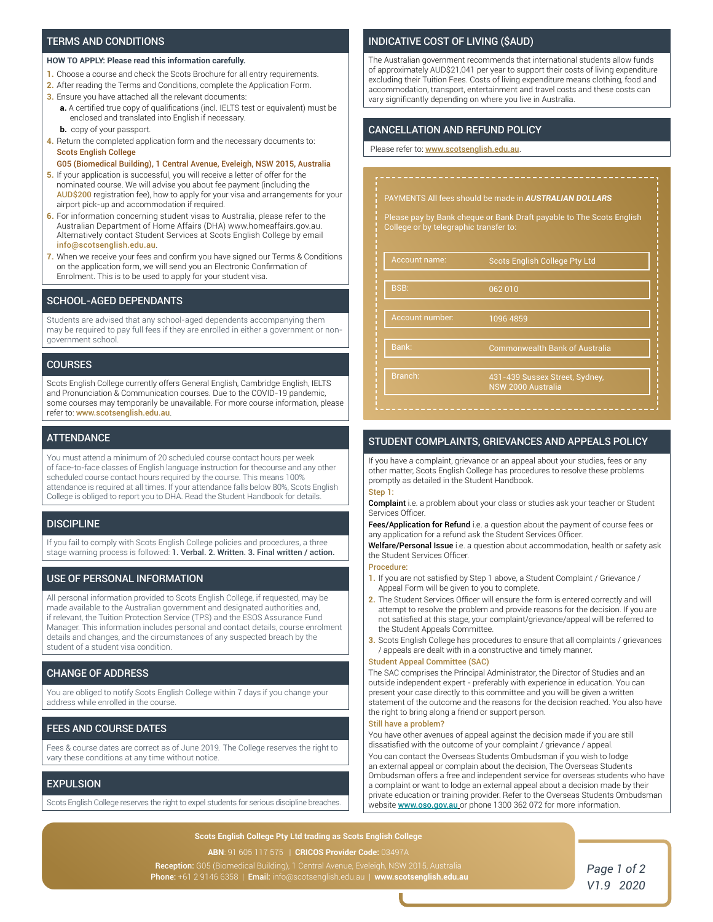## TERMS AND CONDITIONS

**HOW TO APPLY: Please read this information carefully.**

1. Choose a course and check the Scots Brochure for all entry requirements.
2. After reading the Terms and Conditions, complete the Application Form.
3. Ensure you have attached all the relevant documents:
   - **a.** A certified true copy of qualifications (incl. IELTS test or equivalent) must be enclosed and translated into English if necessary.
   - **b.** copy of your passport.
4. Return the completed application form and the necessary documents to:
   **Scots English College**
   **G05 (Biomedical Building), 1 Central Avenue, Eveleigh, NSW 2015, Australia**
5. If your application is successful, you will receive a letter of offer for the nominated course. We will advise you about fee payment (including the AUD$200 registration fee), how to apply for your visa and arrangements for your airport pick-up and accommodation if required.
6. For information concerning student visas to Australia, please refer to the Australian Department of Home Affairs (DHA) www.homeaffairs.gov.au. Alternatively contact Student Services at Scots English College by email **info@scotsenglish.edu.au**.
7. When we receive your fees and confirm you have signed our Terms & Conditions on the application form, we will send you an Electronic Confirmation of Enrolment. This is to be used to apply for your student visa.

## SCHOOL-AGED DEPENDANTS

Students are advised that any school-aged dependents accompanying them may be required to pay full fees if they are enrolled in either a government or non-government school.

## COURSES

Scots English College currently offers General English, Cambridge English, IELTS and Pronunciation & Communication courses. Due to the COVID-19 pandemic, some courses may temporarily be unavailable. For more course information, please refer to: www.scotsenglish.edu.au.

## ATTENDANCE

You must attend a minimum of 20 scheduled course contact hours per week of face-to-face classes of English language instruction for thecourse and any other scheduled course contact hours required by the course. This means 100% attendance is required at all times. If your attendance falls below 80%, Scots English College is obliged to report you to DHA. Read the Student Handbook for details.

## DISCIPLINE

If you fail to comply with Scots English College policies and procedures, a three stage warning process is followed: **1. Verbal. 2. Written. 3. Final written / action.**

## USE OF PERSONAL INFORMATION

All personal information provided to Scots English College, if requested, may be made available to the Australian government and designated authorities and, if relevant, the Tuition Protection Service (TPS) and the ESOS Assurance Fund Manager. This information includes personal and contact details, course enrolment details and changes, and the circumstances of any suspected breach by the student of a student visa condition.

## CHANGE OF ADDRESS

You are obliged to notify Scots English College within 7 days if you change your address while enrolled in the course.

## FEES AND COURSE DATES

Fees & course dates are correct as of June 2019. The College reserves the right to vary these conditions at any time without notice.

## EXPULSION

Scots English College reserves the right to expel students for serious discipline breaches.

## INDICATIVE COST OF LIVING ($AUD)

The Australian government recommends that international students allow funds of approximately AUD$21,041 per year to support their costs of living expenditure excluding their Tuition Fees. Costs of living expenditure means clothing, food and accommodation, transport, entertainment and travel costs and these costs can vary significantly depending on where you live in Australia.

## CANCELLATION AND REFUND POLICY

Please refer to: www.scotsenglish.edu.au.

PAYMENTS All fees should be made in ***AUSTRALIAN DOLLARS***

Please pay by Bank cheque or Bank Draft payable to The Scots English College or by telegraphic transfer to:

| | |
|---|---|
| Account name: | Scots English College Pty Ltd |
| BSB: | 062 010 |
| Account number: | 1096 4859 |
| Bank: | Commonwealth Bank of Australia |
| Branch: | 431-439 Sussex Street, Sydney, NSW 2000 Australia |

## STUDENT COMPLAINTS, GRIEVANCES AND APPEALS POLICY

If you have a complaint, grievance or an appeal about your studies, fees or any other matter, Scots English College has procedures to resolve these problems promptly as detailed in the Student Handbook.

**Step 1:**

**Complaint** i.e. a problem about your class or studies ask your teacher or Student Services Officer.

**Fees/Application for Refund** i.e. a question about the payment of course fees or any application for a refund ask the Student Services Officer.

**Welfare/Personal Issue** i.e. a question about accommodation, health or safety ask the Student Services Officer.

**Procedure:**

1. If you are not satisfied by Step 1 above, a Student Complaint / Grievance / Appeal Form will be given to you to complete.
2. The Student Services Officer will ensure the form is entered correctly and will attempt to resolve the problem and provide reasons for the decision. If you are not satisfied at this stage, your complaint/grievance/appeal will be referred to the Student Appeals Committee.
3. Scots English College has procedures to ensure that all complaints / grievances / appeals are dealt with in a constructive and timely manner.

**Student Appeal Committee (SAC)**

The SAC comprises the Principal Administrator, the Director of Studies and an outside independent expert - preferably with experience in education. You can present your case directly to this committee and you will be given a written statement of the outcome and the reasons for the decision reached. You also have the right to bring along a friend or support person.

**Still have a problem?**

You have other avenues of appeal against the decision made if you are still dissatisfied with the outcome of your complaint / grievance / appeal.

You can contact the Overseas Students Ombudsman if you wish to lodge an external appeal or complain about the decision, The Overseas Students Ombudsman offers a free and independent service for overseas students who have a complaint or want to lodge an external appeal about a decision made by their private education or training provider. Refer to the Overseas Students Ombudsman website www.oso.gov.au or phone 1300 362 072 for more information.

**Scots English College Pty Ltd trading as Scots English College**

**ABN**: 91 605 117 575 | **CRICOS Provider Code:** 03497A

**Reception:** G05 (Biomedical Building), 1 Central Avenue, Eveleigh, NSW 2015, Australia
**Phone:** +61 2 9146 6358 | **Email:** info@scotsenglish.edu.au | **www.scotsenglish.edu.au**

V1.9 2020